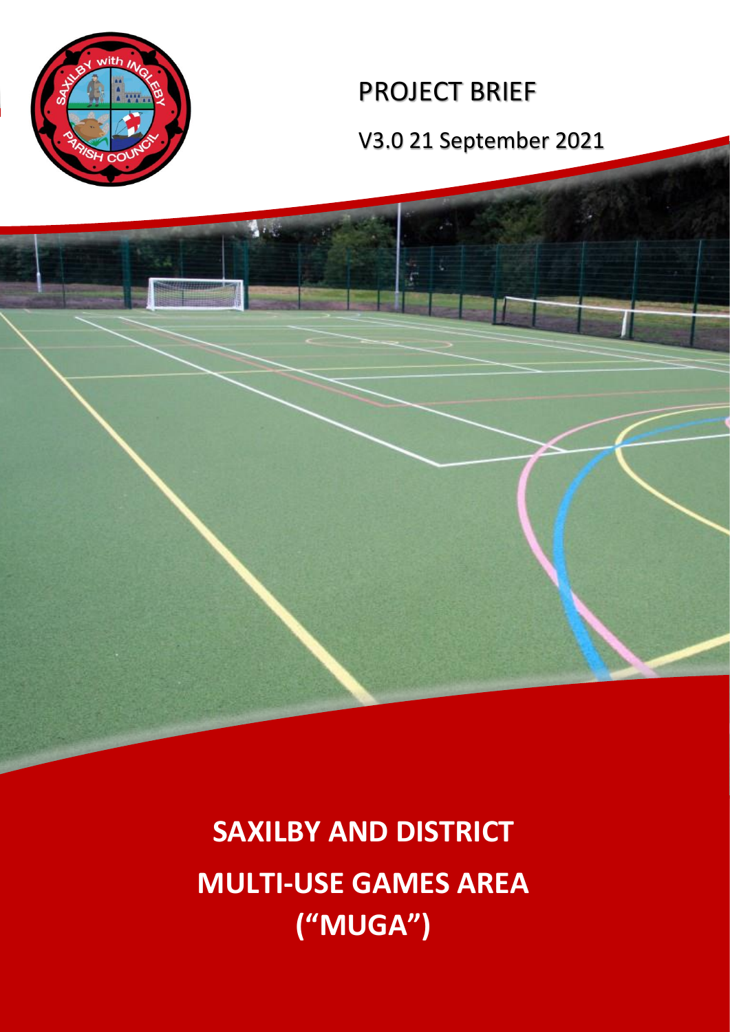# PROJECT BRIEF

V3.0 21 September 2021

# SAXILBY AND DISTRICT MULTI-USE GAMES AREA ("MUGA")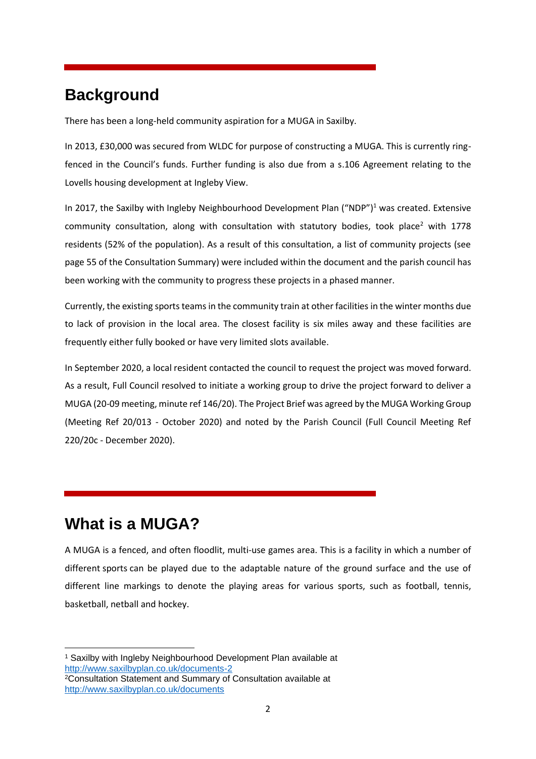## Background

There has been a long-held community aspiration for a MUGA in Saxilby.

In 2013, £30,000 was secured from WLDC for purpose of constructing a MUGA. This is currently ring-fenced in the Council's funds. Further funding is also due from a s.106 Agreement relating to the Lovells housing development at Ingleby View.

In 2017, the Saxilby with Ingleby Neighbourhood Development Plan ("NDP")[1] was created. Extensive community consultation, along with consultation with statutory bodies, took place[2] with 1778 residents (52% of the population). As a result of this consultation, a list of community projects (see page 55 of the Consultation Summary) were included within the document and the parish council has been working with the community to progress these projects in a phased manner.

Currently, the existing sports teams in the community train at other facilities in the winter months due to lack of provision in the local area. The closest facility is six miles away and these facilities are frequently either fully booked or have very limited slots available.

In September 2020, a local resident contacted the council to request the project was moved forward. As a result, Full Council resolved to initiate a working group to drive the project forward to deliver a MUGA (20-09 meeting, minute ref 146/20). The Project Brief was agreed by the MUGA Working Group (Meeting Ref 20/013 - October 2020) and noted by the Parish Council (Full Council Meeting Ref 220/20c - December 2020).

## What is a MUGA?

A MUGA is a fenced, and often floodlit, multi-use games area. This is a facility in which a number of different sports can be played due to the adaptable nature of the ground surface and the use of different line markings to denote the playing areas for various sports, such as football, tennis, basketball, netball and hockey.

[1] Saxilby with Ingleby Neighbourhood Development Plan available at http://www.saxilbyplan.co.uk/documents-2

[2] Consultation Statement and Summary of Consultation available at http://www.saxilbyplan.co.uk/documents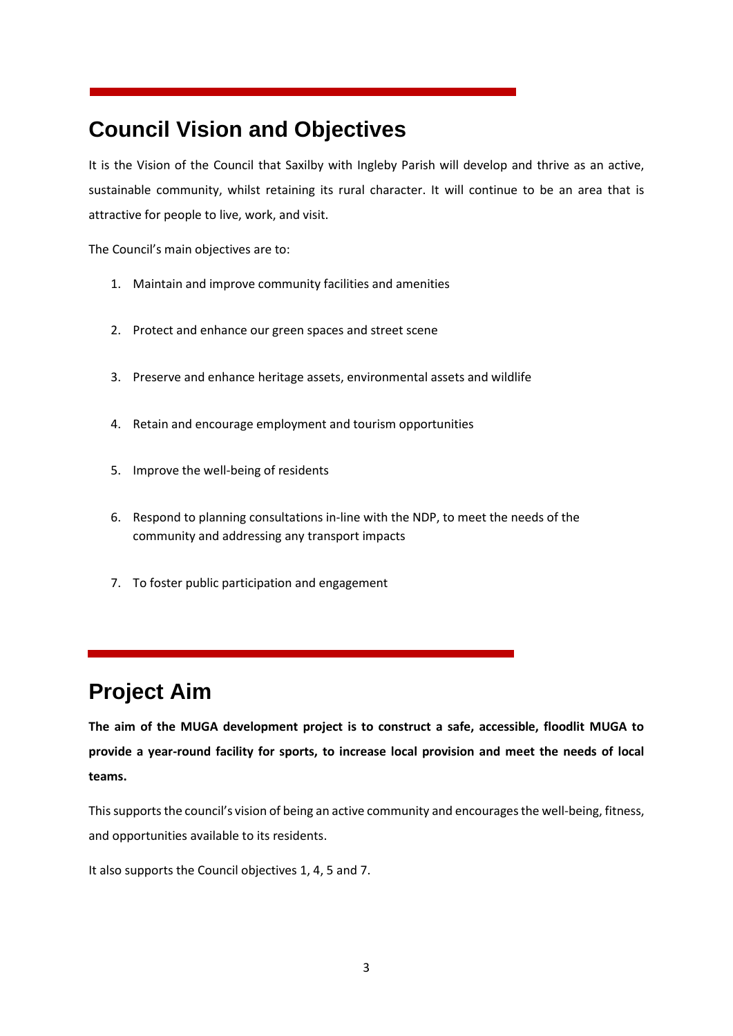## Council Vision and Objectives

It is the Vision of the Council that Saxilby with Ingleby Parish will develop and thrive as an active, sustainable community, whilst retaining its rural character. It will continue to be an area that is attractive for people to live, work, and visit.

The Council's main objectives are to:

1. Maintain and improve community facilities and amenities
2. Protect and enhance our green spaces and street scene
3. Preserve and enhance heritage assets, environmental assets and wildlife
4. Retain and encourage employment and tourism opportunities
5. Improve the well-being of residents
6. Respond to planning consultations in-line with the NDP, to meet the needs of the community and addressing any transport impacts
7. To foster public participation and engagement

## Project Aim

**The aim of the MUGA development project is to construct a safe, accessible, floodlit MUGA to provide a year-round facility for sports, to increase local provision and meet the needs of local teams.**

This supports the council's vision of being an active community and encourages the well-being, fitness, and opportunities available to its residents.

It also supports the Council objectives 1, 4, 5 and 7.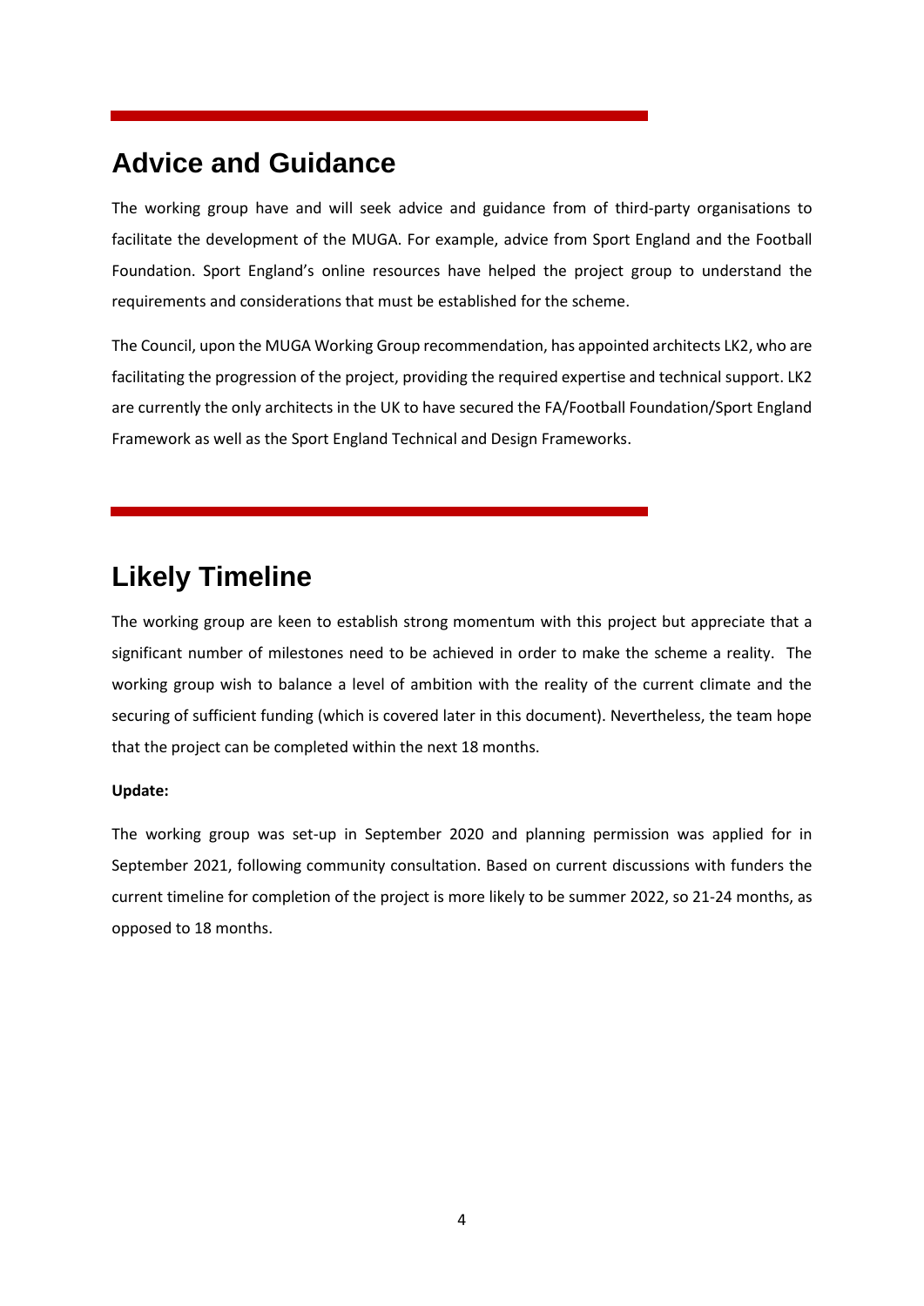## Advice and Guidance

The working group have and will seek advice and guidance from of third-party organisations to facilitate the development of the MUGA. For example, advice from Sport England and the Football Foundation. Sport England's online resources have helped the project group to understand the requirements and considerations that must be established for the scheme.

The Council, upon the MUGA Working Group recommendation, has appointed architects LK2, who are facilitating the progression of the project, providing the required expertise and technical support. LK2 are currently the only architects in the UK to have secured the FA/Football Foundation/Sport England Framework as well as the Sport England Technical and Design Frameworks.

## Likely Timeline

The working group are keen to establish strong momentum with this project but appreciate that a significant number of milestones need to be achieved in order to make the scheme a reality. The working group wish to balance a level of ambition with the reality of the current climate and the securing of sufficient funding (which is covered later in this document). Nevertheless, the team hope that the project can be completed within the next 18 months.

**Update:**

The working group was set-up in September 2020 and planning permission was applied for in September 2021, following community consultation. Based on current discussions with funders the current timeline for completion of the project is more likely to be summer 2022, so 21-24 months, as opposed to 18 months.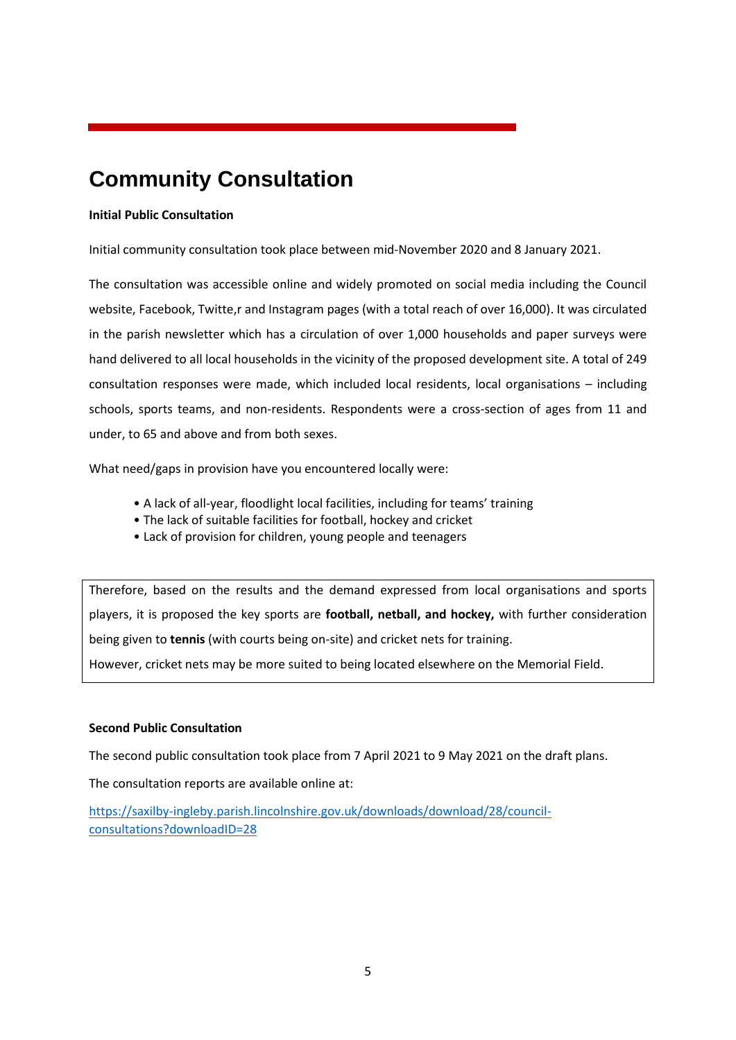# Community Consultation

**Initial Public Consultation**

Initial community consultation took place between mid-November 2020 and 8 January 2021.

The consultation was accessible online and widely promoted on social media including the Council website, Facebook, Twitte,r and Instagram pages (with a total reach of over 16,000). It was circulated in the parish newsletter which has a circulation of over 1,000 households and paper surveys were hand delivered to all local households in the vicinity of the proposed development site. A total of 249 consultation responses were made, which included local residents, local organisations – including schools, sports teams, and non-residents. Respondents were a cross-section of ages from 11 and under, to 65 and above and from both sexes.

What need/gaps in provision have you encountered locally were:

- A lack of all-year, floodlight local facilities, including for teams' training
- The lack of suitable facilities for football, hockey and cricket
- Lack of provision for children, young people and teenagers

Therefore, based on the results and the demand expressed from local organisations and sports players, it is proposed the key sports are **football, netball, and hockey,** with further consideration being given to **tennis** (with courts being on-site) and cricket nets for training.

However, cricket nets may be more suited to being located elsewhere on the Memorial Field.

**Second Public Consultation**

The second public consultation took place from 7 April 2021 to 9 May 2021 on the draft plans.

The consultation reports are available online at:

[https://saxilby-ingleby.parish.lincolnshire.gov.uk/downloads/download/28/council-consultations?downloadID=28](https://saxilby-ingleby.parish.lincolnshire.gov.uk/downloads/download/28/council-consultations?downloadID=28)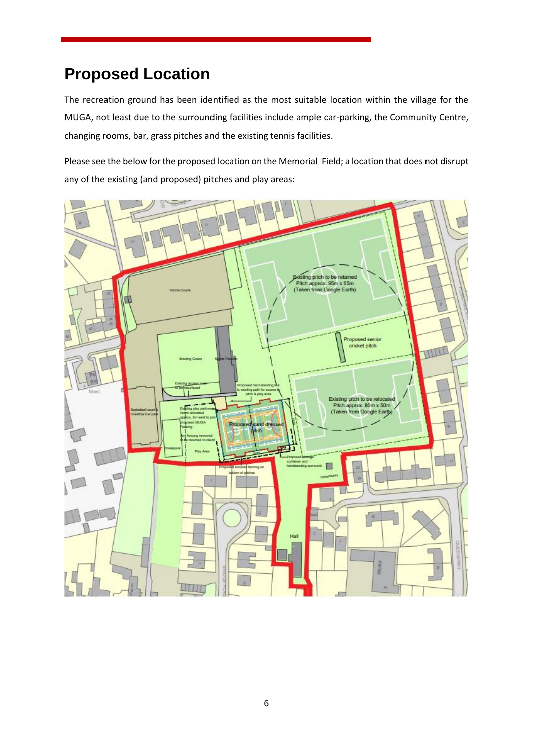# Proposed Location

The recreation ground has been identified as the most suitable location within the village for the MUGA, not least due to the surrounding facilities include ample car-parking, the Community Centre, changing rooms, bar, grass pitches and the existing tennis facilities.

Please see the below for the proposed location on the Memorial Field; a location that does not disrupt any of the existing (and proposed) pitches and play areas: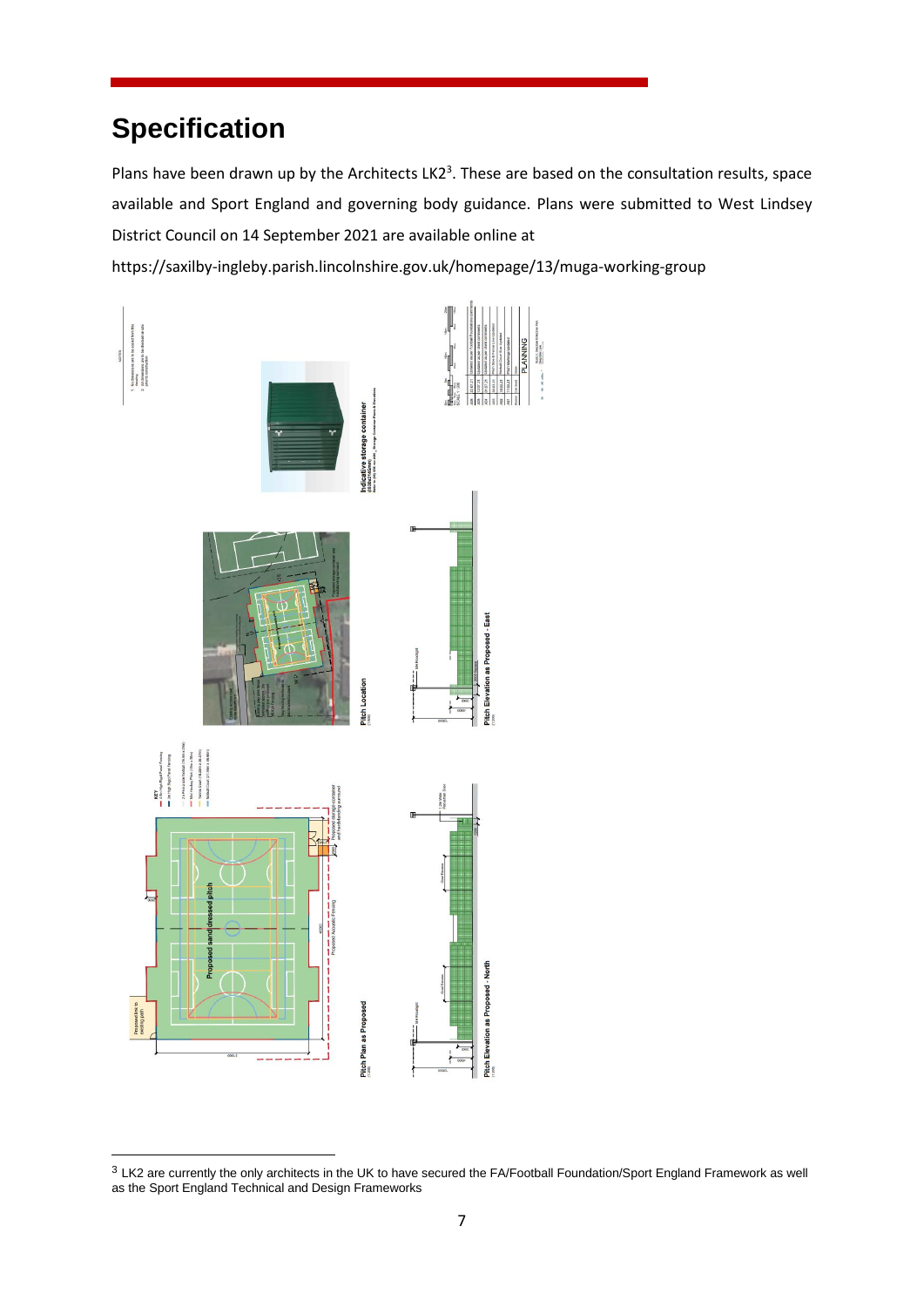# Specification

Plans have been drawn up by the Architects LK2[3]. These are based on the consultation results, space available and Sport England and governing body guidance. Plans were submitted to West Lindsey District Council on 14 September 2021 are available online at

https://saxilby-ingleby.parish.lincolnshire.gov.uk/homepage/13/muga-working-group

[3] LK2 are currently the only architects in the UK to have secured the FA/Football Foundation/Sport England Framework as well as the Sport England Technical and Design Frameworks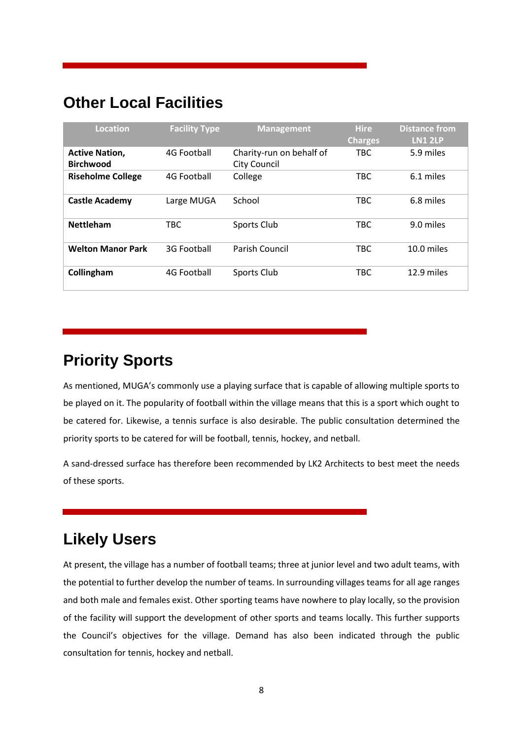## Other Local Facilities

| Location | Facility Type | Management | Hire Charges | Distance from LN1 2LP |
|---|---|---|---|---|
| **Active Nation, Birchwood** | 4G Football | Charity-run on behalf of City Council | TBC | 5.9 miles |
| **Riseholme College** | 4G Football | College | TBC | 6.1 miles |
| **Castle Academy** | Large MUGA | School | TBC | 6.8 miles |
| **Nettleham** | TBC | Sports Club | TBC | 9.0 miles |
| **Welton Manor Park** | 3G Football | Parish Council | TBC | 10.0 miles |
| **Collingham** | 4G Football | Sports Club | TBC | 12.9 miles |

## Priority Sports

As mentioned, MUGA's commonly use a playing surface that is capable of allowing multiple sports to be played on it. The popularity of football within the village means that this is a sport which ought to be catered for. Likewise, a tennis surface is also desirable. The public consultation determined the priority sports to be catered for will be football, tennis, hockey, and netball.

A sand-dressed surface has therefore been recommended by LK2 Architects to best meet the needs of these sports.

## Likely Users

At present, the village has a number of football teams; three at junior level and two adult teams, with the potential to further develop the number of teams. In surrounding villages teams for all age ranges and both male and females exist. Other sporting teams have nowhere to play locally, so the provision of the facility will support the development of other sports and teams locally. This further supports the Council's objectives for the village. Demand has also been indicated through the public consultation for tennis, hockey and netball.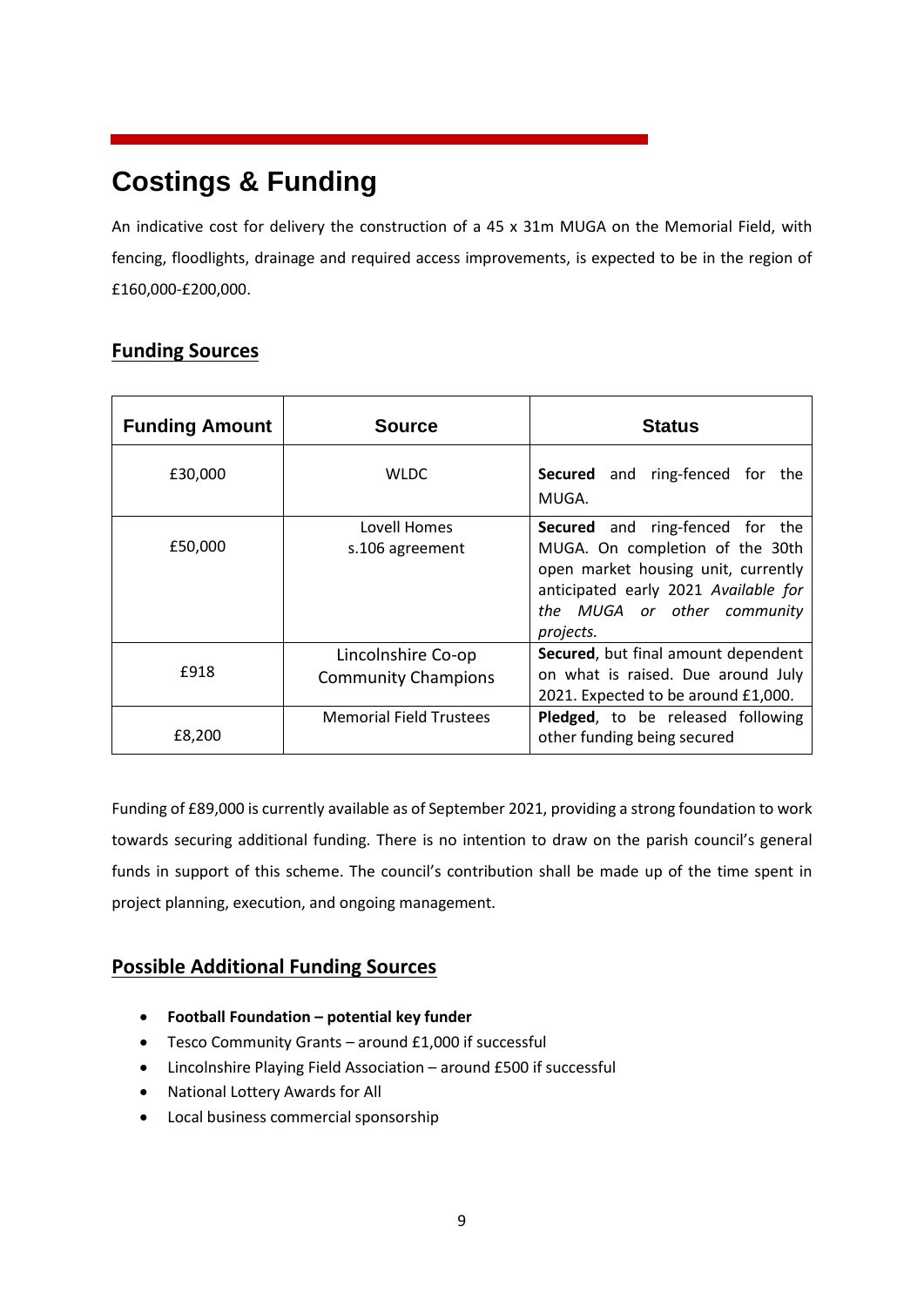# Costings & Funding

An indicative cost for delivery the construction of a 45 x 31m MUGA on the Memorial Field, with fencing, floodlights, drainage and required access improvements, is expected to be in the region of £160,000-£200,000.

## Funding Sources

| Funding Amount | Source | Status |
|---|---|---|
| £30,000 | WLDC | **Secured** and ring-fenced for the MUGA. |
| £50,000 | Lovell Homes s.106 agreement | **Secured** and ring-fenced for the MUGA. On completion of the 30th open market housing unit, currently anticipated early 2021 *Available for the MUGA or other community projects.* |
| £918 | Lincolnshire Co-op Community Champions | **Secured**, but final amount dependent on what is raised. Due around July 2021. Expected to be around £1,000. |
| £8,200 | Memorial Field Trustees | **Pledged**, to be released following other funding being secured |

Funding of £89,000 is currently available as of September 2021, providing a strong foundation to work towards securing additional funding. There is no intention to draw on the parish council's general funds in support of this scheme. The council's contribution shall be made up of the time spent in project planning, execution, and ongoing management.

## Possible Additional Funding Sources

- **Football Foundation – potential key funder**
- Tesco Community Grants – around £1,000 if successful
- Lincolnshire Playing Field Association – around £500 if successful
- National Lottery Awards for All
- Local business commercial sponsorship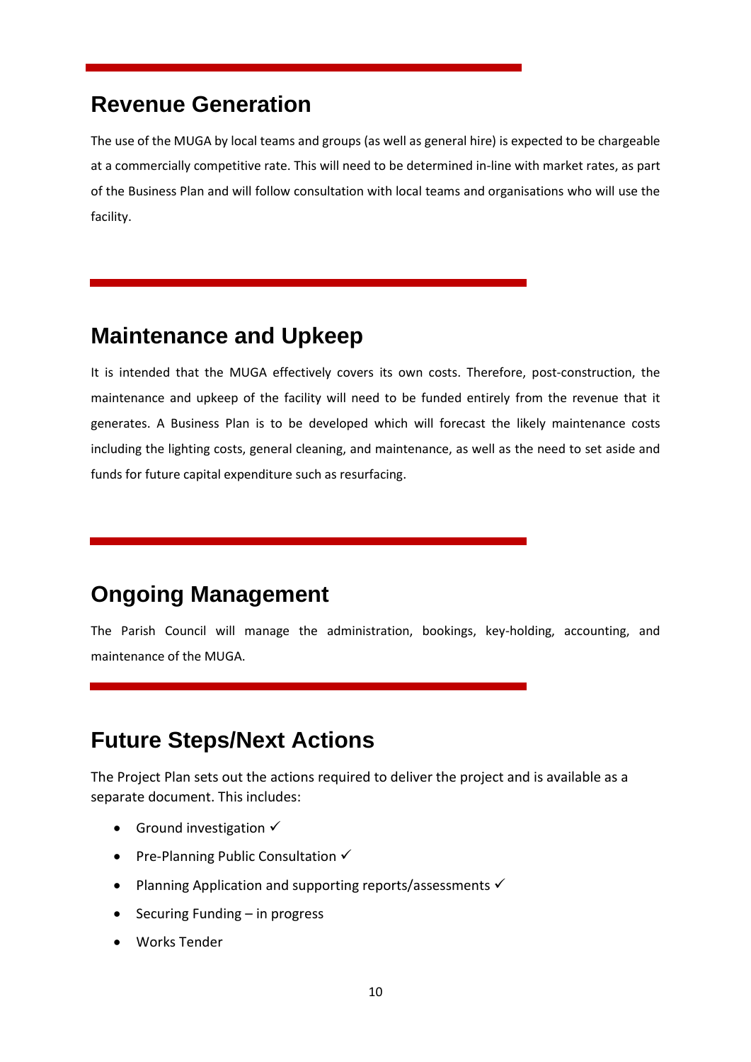## Revenue Generation

The use of the MUGA by local teams and groups (as well as general hire) is expected to be chargeable at a commercially competitive rate. This will need to be determined in-line with market rates, as part of the Business Plan and will follow consultation with local teams and organisations who will use the facility.

## Maintenance and Upkeep

It is intended that the MUGA effectively covers its own costs. Therefore, post-construction, the maintenance and upkeep of the facility will need to be funded entirely from the revenue that it generates. A Business Plan is to be developed which will forecast the likely maintenance costs including the lighting costs, general cleaning, and maintenance, as well as the need to set aside and funds for future capital expenditure such as resurfacing.

## Ongoing Management

The Parish Council will manage the administration, bookings, key-holding, accounting, and maintenance of the MUGA.

## Future Steps/Next Actions

The Project Plan sets out the actions required to deliver the project and is available as a separate document. This includes:

- Ground investigation ✓
- Pre-Planning Public Consultation ✓
- Planning Application and supporting reports/assessments ✓
- Securing Funding – in progress
- Works Tender